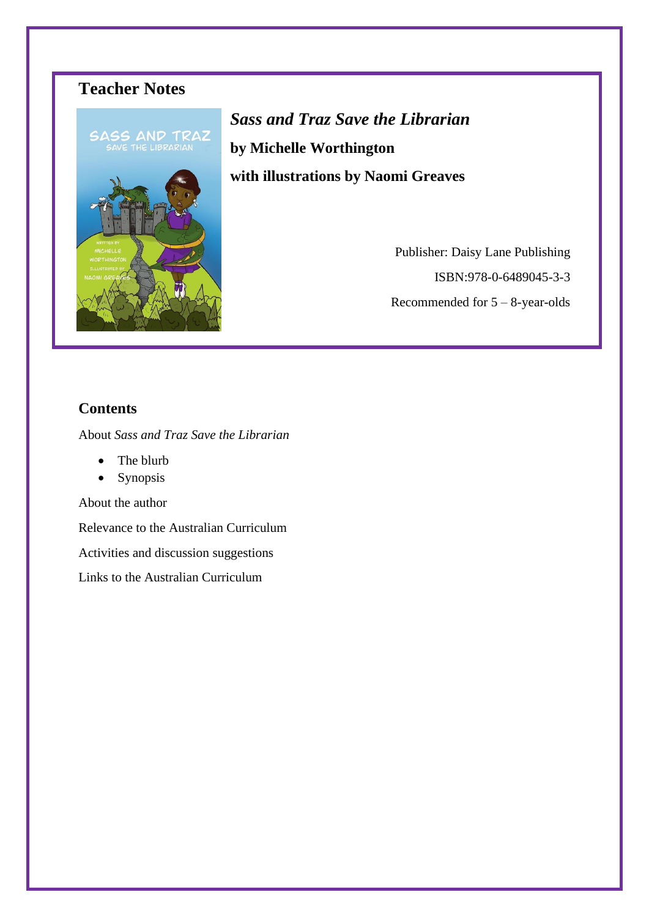# Teacher Notes

***Sass and Traz Save the Librarian***

**by Michelle Worthington**

**with illustrations by Naomi Greaves**

Publisher: Daisy Lane Publishing

ISBN:978-0-6489045-3-3

Recommended for 5 – 8-year-olds

## Contents

About *Sass and Traz Save the Librarian*

- The blurb
- Synopsis

About the author

Relevance to the Australian Curriculum

Activities and discussion suggestions

Links to the Australian Curriculum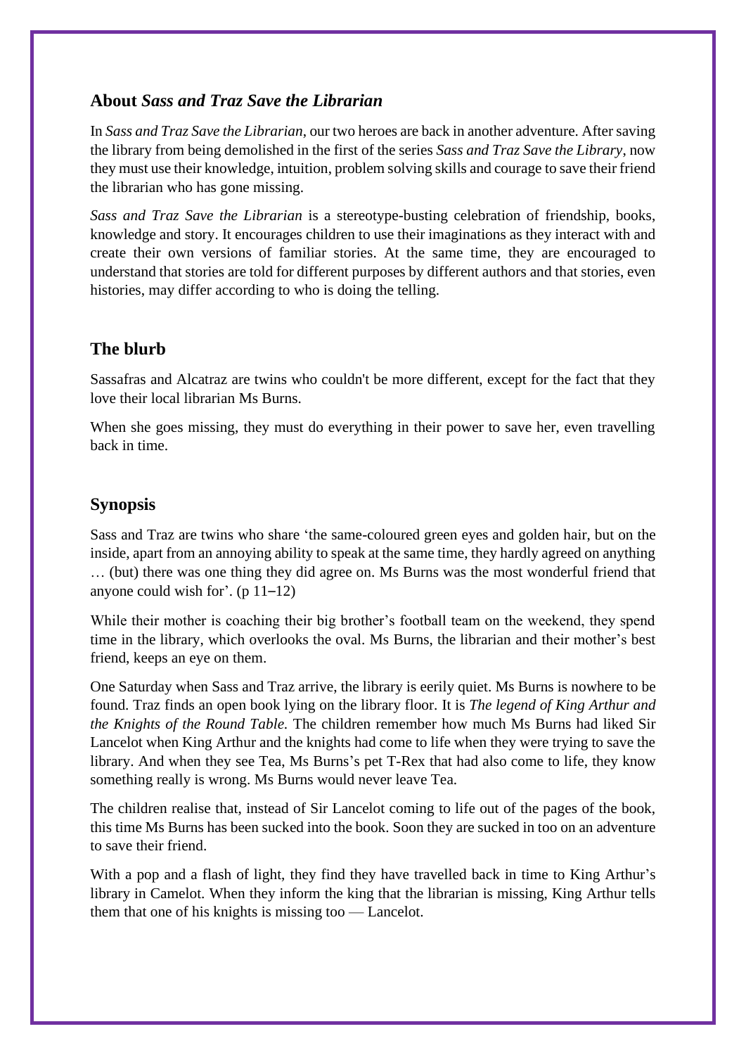## About *Sass and Traz Save the Librarian*

In *Sass and Traz Save the Librarian*, our two heroes are back in another adventure. After saving the library from being demolished in the first of the series *Sass and Traz Save the Library*, now they must use their knowledge, intuition, problem solving skills and courage to save their friend the librarian who has gone missing.

*Sass and Traz Save the Librarian* is a stereotype-busting celebration of friendship, books, knowledge and story. It encourages children to use their imaginations as they interact with and create their own versions of familiar stories. At the same time, they are encouraged to understand that stories are told for different purposes by different authors and that stories, even histories, may differ according to who is doing the telling.

## The blurb

Sassafras and Alcatraz are twins who couldn't be more different, except for the fact that they love their local librarian Ms Burns.

When she goes missing, they must do everything in their power to save her, even travelling back in time.

## Synopsis

Sass and Traz are twins who share 'the same-coloured green eyes and golden hair, but on the inside, apart from an annoying ability to speak at the same time, they hardly agreed on anything … (but) there was one thing they did agree on. Ms Burns was the most wonderful friend that anyone could wish for'. (p 11–12)

While their mother is coaching their big brother's football team on the weekend, they spend time in the library, which overlooks the oval. Ms Burns, the librarian and their mother's best friend, keeps an eye on them.

One Saturday when Sass and Traz arrive, the library is eerily quiet. Ms Burns is nowhere to be found. Traz finds an open book lying on the library floor. It is *The legend of King Arthur and the Knights of the Round Table.* The children remember how much Ms Burns had liked Sir Lancelot when King Arthur and the knights had come to life when they were trying to save the library. And when they see Tea, Ms Burns's pet T-Rex that had also come to life, they know something really is wrong. Ms Burns would never leave Tea.

The children realise that, instead of Sir Lancelot coming to life out of the pages of the book, this time Ms Burns has been sucked into the book. Soon they are sucked in too on an adventure to save their friend.

With a pop and a flash of light, they find they have travelled back in time to King Arthur's library in Camelot. When they inform the king that the librarian is missing, King Arthur tells them that one of his knights is missing too — Lancelot.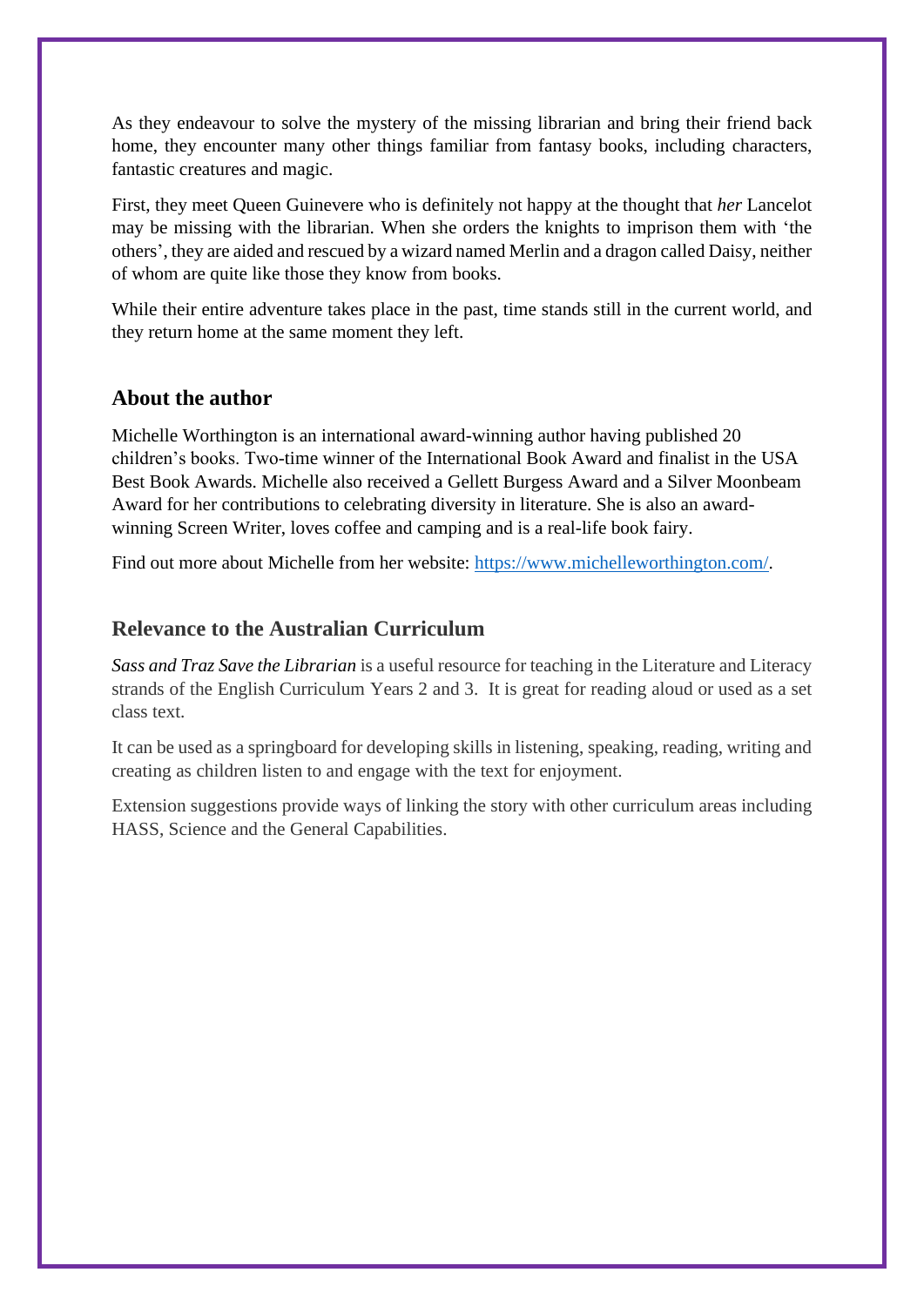As they endeavour to solve the mystery of the missing librarian and bring their friend back home, they encounter many other things familiar from fantasy books, including characters, fantastic creatures and magic.

First, they meet Queen Guinevere who is definitely not happy at the thought that *her* Lancelot may be missing with the librarian. When she orders the knights to imprison them with 'the others', they are aided and rescued by a wizard named Merlin and a dragon called Daisy, neither of whom are quite like those they know from books.

While their entire adventure takes place in the past, time stands still in the current world, and they return home at the same moment they left.

## About the author

Michelle Worthington is an international award-winning author having published 20 children's books. Two-time winner of the International Book Award and finalist in the USA Best Book Awards. Michelle also received a Gellett Burgess Award and a Silver Moonbeam Award for her contributions to celebrating diversity in literature. She is also an award-winning Screen Writer, loves coffee and camping and is a real-life book fairy.

Find out more about Michelle from her website: [https://www.michelleworthington.com/](https://www.michelleworthington.com/).

## Relevance to the Australian Curriculum

*Sass and Traz Save the Librarian* is a useful resource for teaching in the Literature and Literacy strands of the English Curriculum Years 2 and 3. It is great for reading aloud or used as a set class text.

It can be used as a springboard for developing skills in listening, speaking, reading, writing and creating as children listen to and engage with the text for enjoyment.

Extension suggestions provide ways of linking the story with other curriculum areas including HASS, Science and the General Capabilities.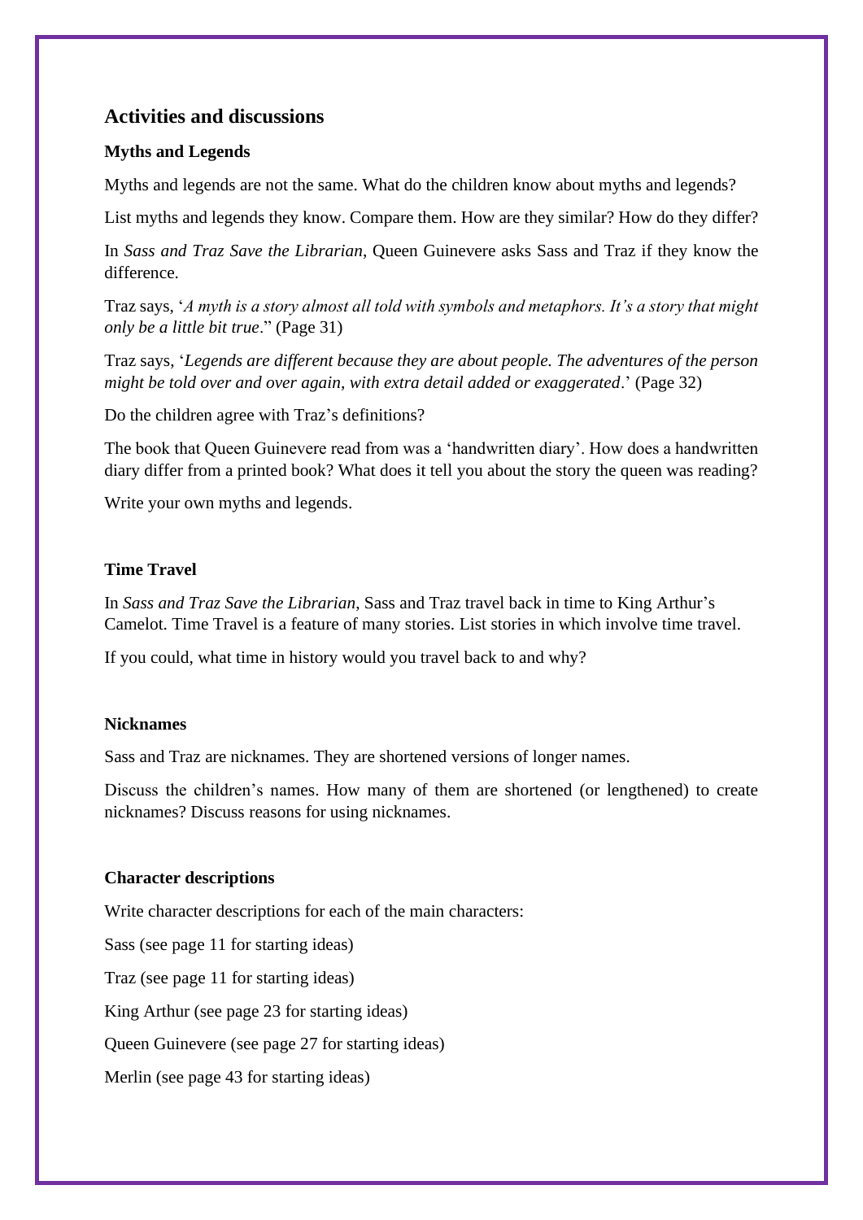## Activities and discussions

### Myths and Legends

Myths and legends are not the same. What do the children know about myths and legends?

List myths and legends they know. Compare them. How are they similar? How do they differ?

In *Sass and Traz Save the Librarian*, Queen Guinevere asks Sass and Traz if they know the difference.

Traz says, '*A myth is a story almost all told with symbols and metaphors. It's a story that might only be a little bit true*." (Page 31)

Traz says, '*Legends are different because they are about people. The adventures of the person might be told over and over again, with extra detail added or exaggerated*.' (Page 32)

Do the children agree with Traz's definitions?

The book that Queen Guinevere read from was a 'handwritten diary'. How does a handwritten diary differ from a printed book? What does it tell you about the story the queen was reading?

Write your own myths and legends.

### Time Travel

In *Sass and Traz Save the Librarian*, Sass and Traz travel back in time to King Arthur's Camelot. Time Travel is a feature of many stories. List stories in which involve time travel.

If you could, what time in history would you travel back to and why?

### Nicknames

Sass and Traz are nicknames. They are shortened versions of longer names.

Discuss the children's names. How many of them are shortened (or lengthened) to create nicknames? Discuss reasons for using nicknames.

### Character descriptions

Write character descriptions for each of the main characters:

Sass (see page 11 for starting ideas)

Traz (see page 11 for starting ideas)

King Arthur (see page 23 for starting ideas)

Queen Guinevere (see page 27 for starting ideas)

Merlin (see page 43 for starting ideas)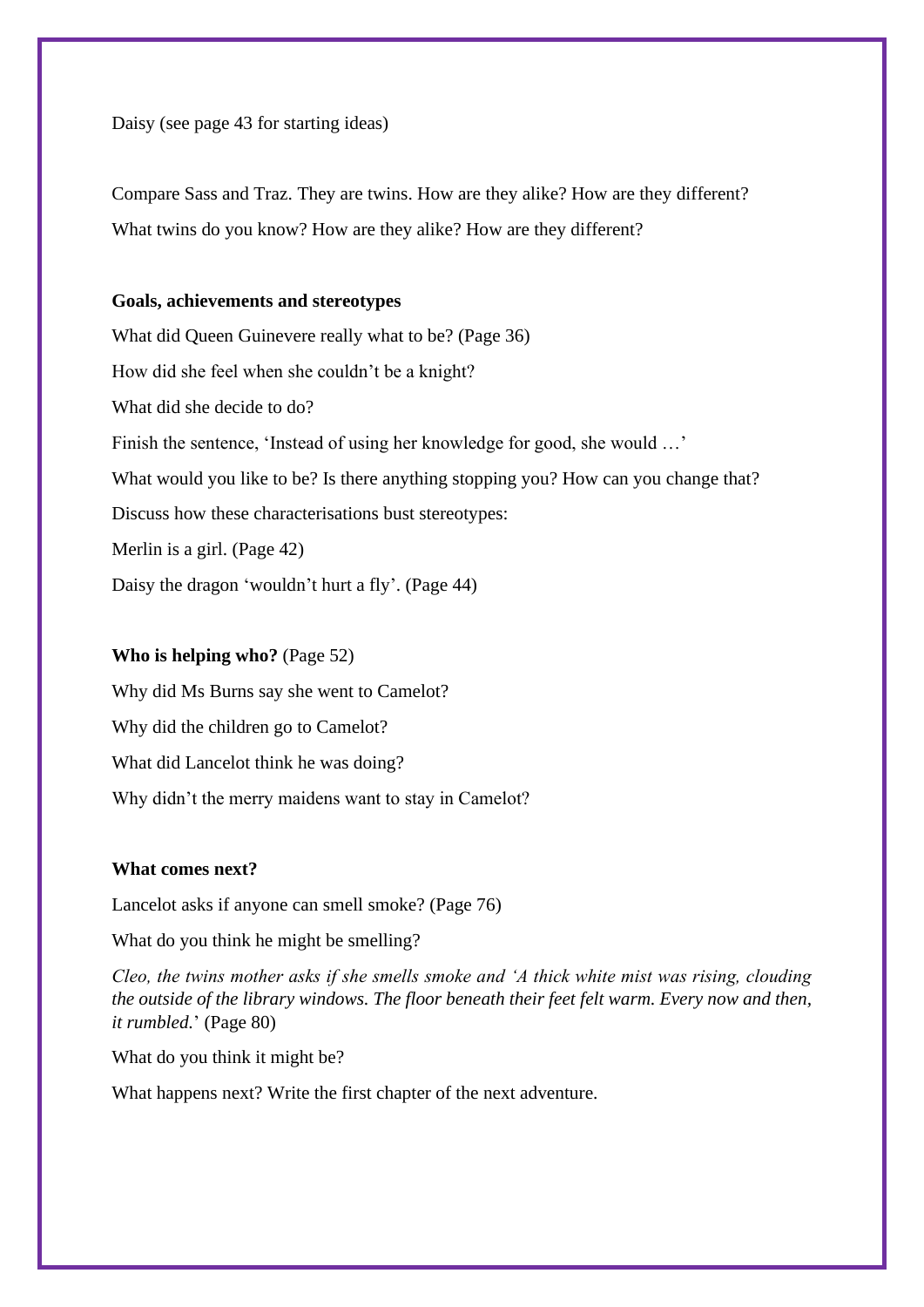Daisy (see page 43 for starting ideas)

Compare Sass and Traz. They are twins. How are they alike? How are they different?

What twins do you know? How are they alike? How are they different?

**Goals, achievements and stereotypes**

What did Queen Guinevere really what to be? (Page 36)

How did she feel when she couldn't be a knight?

What did she decide to do?

Finish the sentence, 'Instead of using her knowledge for good, she would …'

What would you like to be? Is there anything stopping you? How can you change that?

Discuss how these characterisations bust stereotypes:

Merlin is a girl. (Page 42)

Daisy the dragon 'wouldn't hurt a fly'. (Page 44)

**Who is helping who?** (Page 52)

Why did Ms Burns say she went to Camelot?

Why did the children go to Camelot?

What did Lancelot think he was doing?

Why didn't the merry maidens want to stay in Camelot?

**What comes next?**

Lancelot asks if anyone can smell smoke? (Page 76)

What do you think he might be smelling?

*Cleo, the twins mother asks if she smells smoke and 'A thick white mist was rising, clouding the outside of the library windows. The floor beneath their feet felt warm. Every now and then, it rumbled.*' (Page 80)

What do you think it might be?

What happens next? Write the first chapter of the next adventure.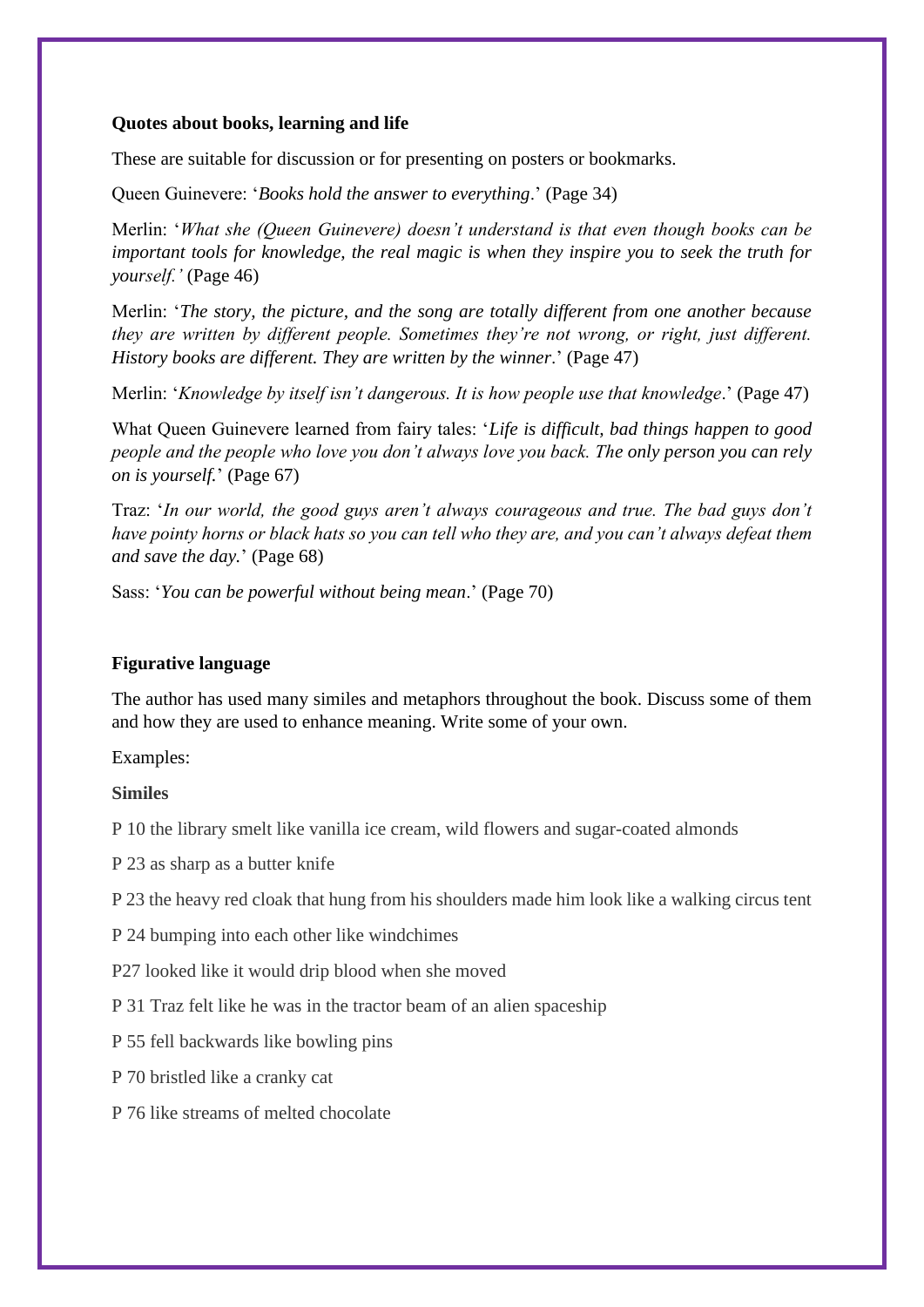**Quotes about books, learning and life**

These are suitable for discussion or for presenting on posters or bookmarks.

Queen Guinevere: '*Books hold the answer to everything*.' (Page 34)

Merlin: '*What she (Queen Guinevere) doesn't understand is that even though books can be important tools for knowledge, the real magic is when they inspire you to seek the truth for yourself.'* (Page 46)

Merlin: '*The story, the picture, and the song are totally different from one another because they are written by different people. Sometimes they're not wrong, or right, just different. History books are different. They are written by the winner*.' (Page 47)

Merlin: '*Knowledge by itself isn't dangerous. It is how people use that knowledge*.' (Page 47)

What Queen Guinevere learned from fairy tales: '*Life is difficult, bad things happen to good people and the people who love you don't always love you back. The only person you can rely on is yourself.*' (Page 67)

Traz: '*In our world, the good guys aren't always courageous and true. The bad guys don't have pointy horns or black hats so you can tell who they are, and you can't always defeat them and save the day.*' (Page 68)

Sass: '*You can be powerful without being mean*.' (Page 70)

**Figurative language**

The author has used many similes and metaphors throughout the book. Discuss some of them and how they are used to enhance meaning. Write some of your own.

Examples:

**Similes**

P 10 the library smelt like vanilla ice cream, wild flowers and sugar-coated almonds

P 23 as sharp as a butter knife

P 23 the heavy red cloak that hung from his shoulders made him look like a walking circus tent

P 24 bumping into each other like windchimes

P27 looked like it would drip blood when she moved

P 31 Traz felt like he was in the tractor beam of an alien spaceship

P 55 fell backwards like bowling pins

P 70 bristled like a cranky cat

P 76 like streams of melted chocolate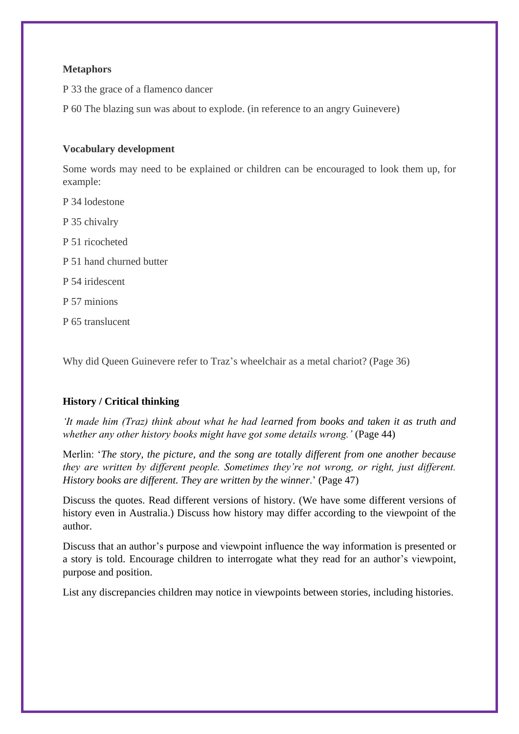**Metaphors**

P 33 the grace of a flamenco dancer

P 60 The blazing sun was about to explode. (in reference to an angry Guinevere)

**Vocabulary development**

Some words may need to be explained or children can be encouraged to look them up, for example:

P 34 lodestone

P 35 chivalry

P 51 ricocheted

P 51 hand churned butter

P 54 iridescent

P 57 minions

P 65 translucent

Why did Queen Guinevere refer to Traz's wheelchair as a metal chariot? (Page 36)

**History / Critical thinking**

*'It made him (Traz) think about what he had learned from books and taken it as truth and whether any other history books might have got some details wrong.'* (Page 44)

Merlin: '*The story, the picture, and the song are totally different from one another because they are written by different people. Sometimes they're not wrong, or right, just different. History books are different. They are written by the winner*.' (Page 47)

Discuss the quotes. Read different versions of history. (We have some different versions of history even in Australia.) Discuss how history may differ according to the viewpoint of the author.

Discuss that an author's purpose and viewpoint influence the way information is presented or a story is told. Encourage children to interrogate what they read for an author's viewpoint, purpose and position.

List any discrepancies children may notice in viewpoints between stories, including histories.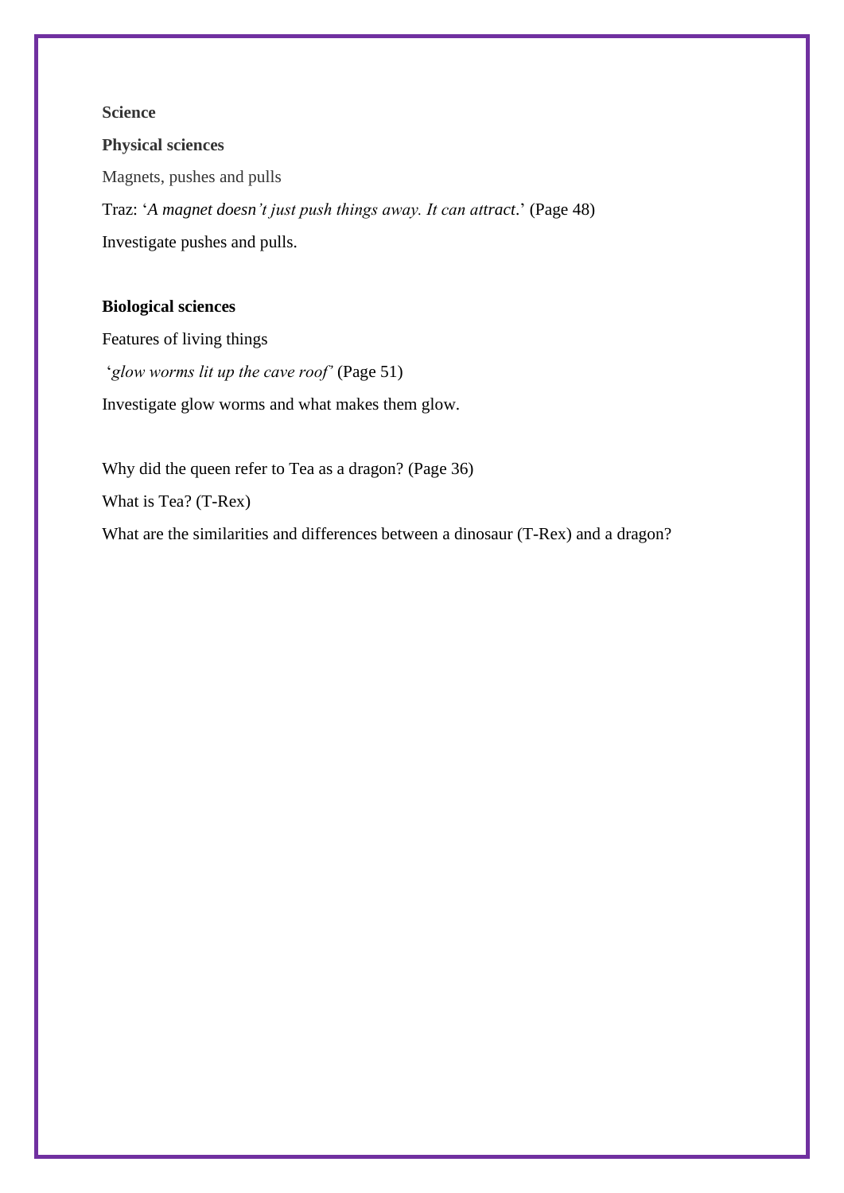**Science**

**Physical sciences**

Magnets, pushes and pulls

Traz: '*A magnet doesn't just push things away. It can attract*.' (Page 48)

Investigate pushes and pulls.

**Biological sciences**

Features of living things

'*glow worms lit up the cave roof*' (Page 51)

Investigate glow worms and what makes them glow.

Why did the queen refer to Tea as a dragon? (Page 36)

What is Tea? (T-Rex)

What are the similarities and differences between a dinosaur (T-Rex) and a dragon?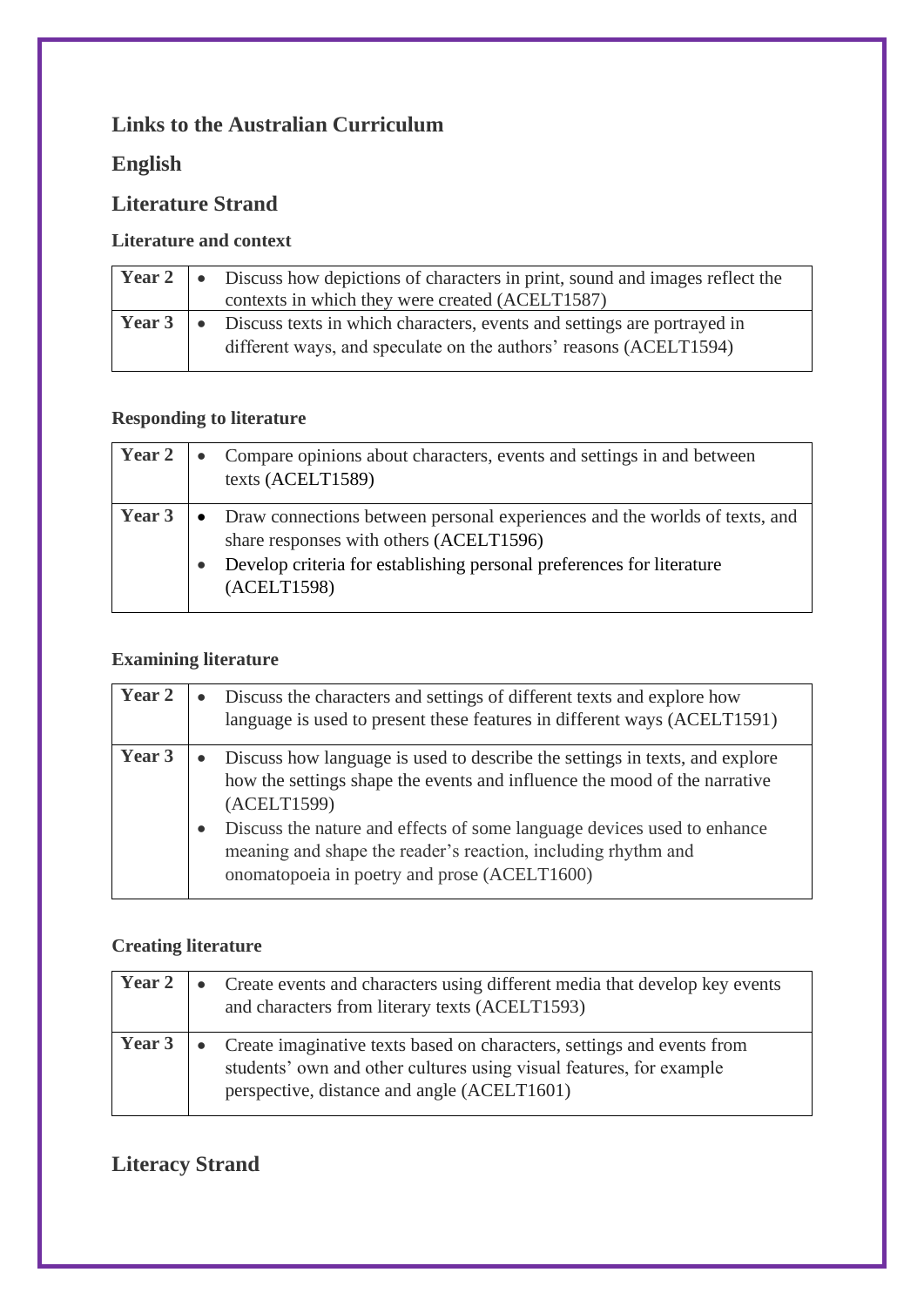## Links to the Australian Curriculum

## English

## Literature Strand

### Literature and context

| | |
|---|---|
| **Year 2** | • Discuss how depictions of characters in print, sound and images reflect the contexts in which they were created (ACELT1587) |
| **Year 3** | • Discuss texts in which characters, events and settings are portrayed in different ways, and speculate on the authors' reasons (ACELT1594) |

### Responding to literature

| | |
|---|---|
| **Year 2** | • Compare opinions about characters, events and settings in and between texts (ACELT1589) |
| **Year 3** | • Draw connections between personal experiences and the worlds of texts, and share responses with others (ACELT1596)<br>• Develop criteria for establishing personal preferences for literature (ACELT1598) |

### Examining literature

| | |
|---|---|
| **Year 2** | • Discuss the characters and settings of different texts and explore how language is used to present these features in different ways (ACELT1591) |
| **Year 3** | • Discuss how language is used to describe the settings in texts, and explore how the settings shape the events and influence the mood of the narrative (ACELT1599)<br>• Discuss the nature and effects of some language devices used to enhance meaning and shape the reader's reaction, including rhythm and onomatopoeia in poetry and prose (ACELT1600) |

### Creating literature

| | |
|---|---|
| **Year 2** | • Create events and characters using different media that develop key events and characters from literary texts (ACELT1593) |
| **Year 3** | • Create imaginative texts based on characters, settings and events from students' own and other cultures using visual features, for example perspective, distance and angle (ACELT1601) |

## Literacy Strand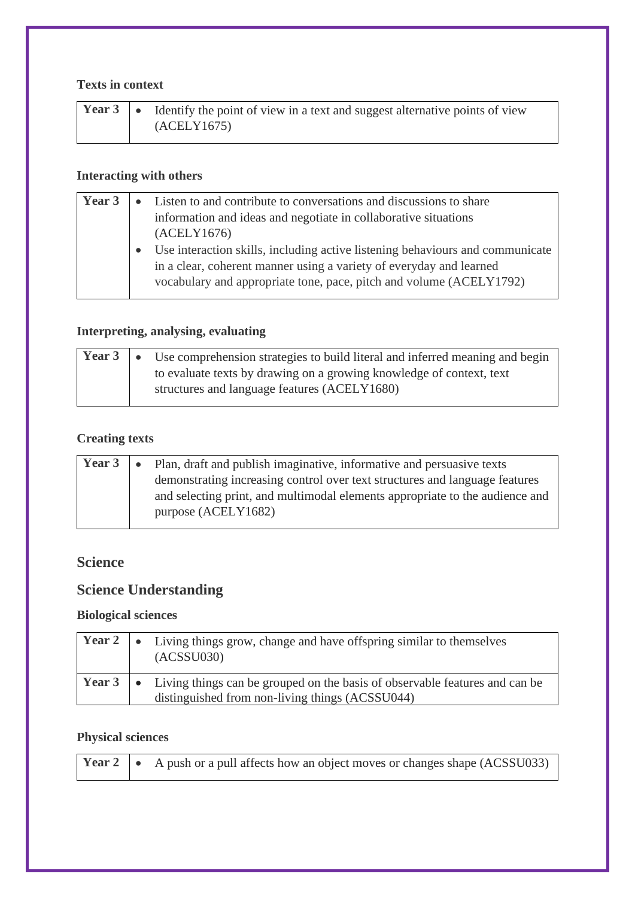#### Texts in context

| Year 3 | • Identify the point of view in a text and suggest alternative points of view (ACELY1675) |
|---|---|

#### Interacting with others

| Year 3 | • Listen to and contribute to conversations and discussions to share information and ideas and negotiate in collaborative situations (ACELY1676)<br>• Use interaction skills, including active listening behaviours and communicate in a clear, coherent manner using a variety of everyday and learned vocabulary and appropriate tone, pace, pitch and volume (ACELY1792) |
|---|---|

#### Interpreting, analysing, evaluating

| Year 3 | • Use comprehension strategies to build literal and inferred meaning and begin to evaluate texts by drawing on a growing knowledge of context, text structures and language features (ACELY1680) |
|---|---|

#### Creating texts

| Year 3 | • Plan, draft and publish imaginative, informative and persuasive texts demonstrating increasing control over text structures and language features and selecting print, and multimodal elements appropriate to the audience and purpose (ACELY1682) |
|---|---|

## Science

## Science Understanding

#### Biological sciences

| Year 2 | • Living things grow, change and have offspring similar to themselves (ACSSU030) |
|---|---|
| Year 3 | • Living things can be grouped on the basis of observable features and can be distinguished from non-living things (ACSSU044) |

#### Physical sciences

| Year 2 | • A push or a pull affects how an object moves or changes shape (ACSSU033) |
|---|---|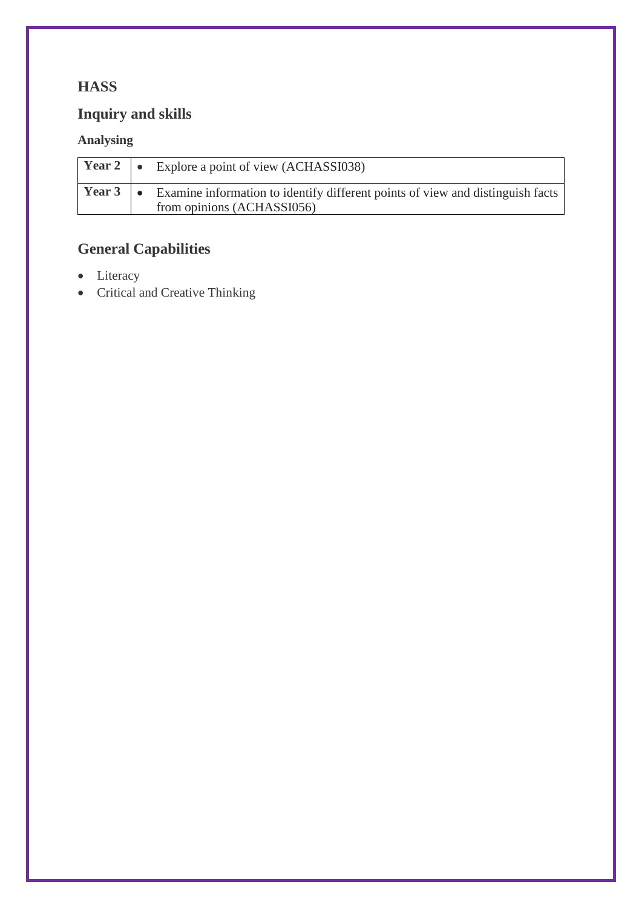# HASS

## Inquiry and skills

### Analysing

| | |
|---|---|
| **Year 2** | • Explore a point of view (ACHASSI038) |
| **Year 3** | • Examine information to identify different points of view and distinguish facts from opinions (ACHASSI056) |

## General Capabilities

- Literacy
- Critical and Creative Thinking